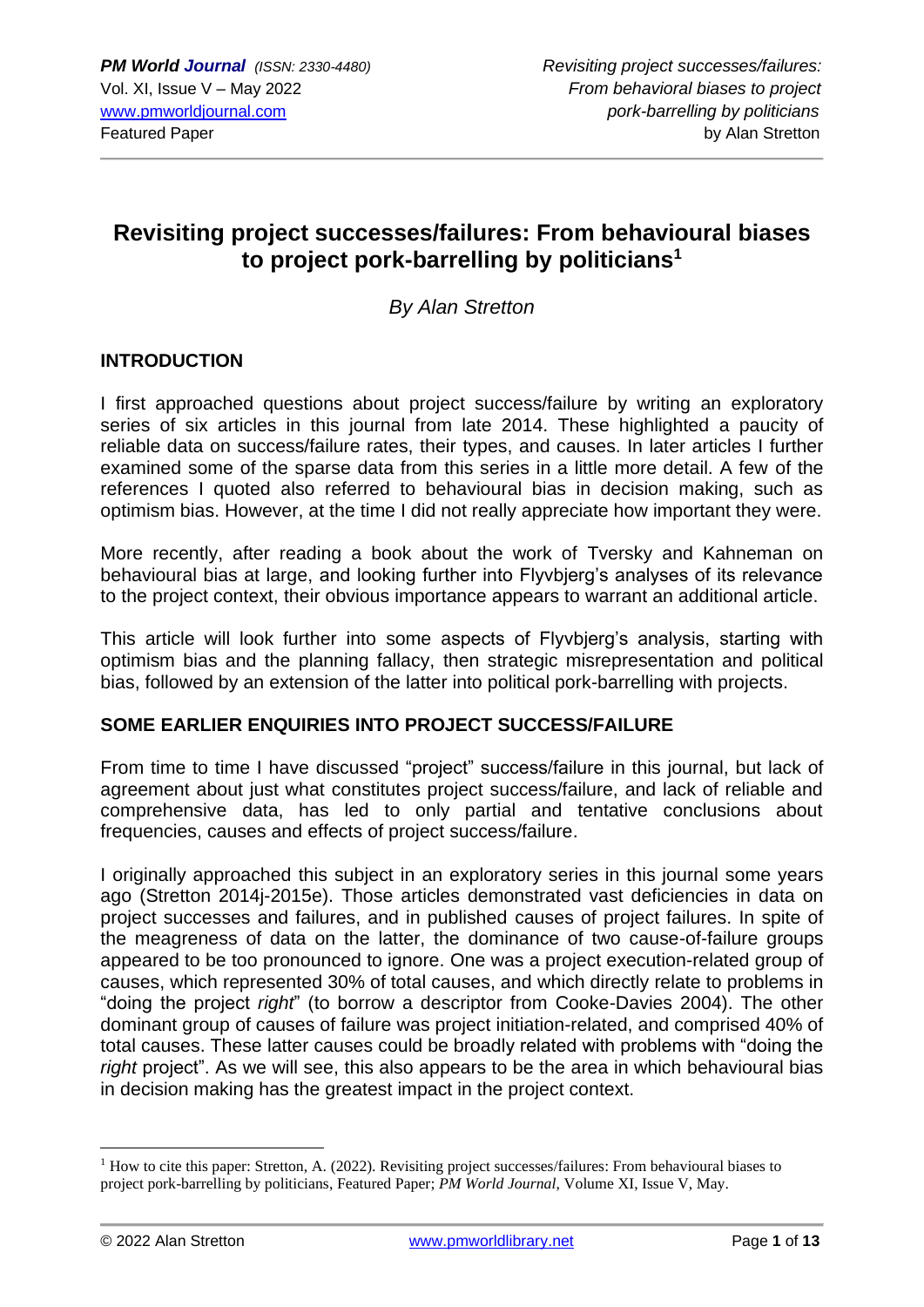# Revisiting project successes/failures: From behavioural biases to project pork-barrelling by politicians[1]

*By Alan Stretton*

## INTRODUCTION

I first approached questions about project success/failure by writing an exploratory series of six articles in this journal from late 2014. These highlighted a paucity of reliable data on success/failure rates, their types, and causes. In later articles I further examined some of the sparse data from this series in a little more detail. A few of the references I quoted also referred to behavioural bias in decision making, such as optimism bias. However, at the time I did not really appreciate how important they were.

More recently, after reading a book about the work of Tversky and Kahneman on behavioural bias at large, and looking further into Flyvbjerg's analyses of its relevance to the project context, their obvious importance appears to warrant an additional article.

This article will look further into some aspects of Flyvbjerg's analysis, starting with optimism bias and the planning fallacy, then strategic misrepresentation and political bias, followed by an extension of the latter into political pork-barrelling with projects.

## SOME EARLIER ENQUIRIES INTO PROJECT SUCCESS/FAILURE

From time to time I have discussed "project" success/failure in this journal, but lack of agreement about just what constitutes project success/failure, and lack of reliable and comprehensive data, has led to only partial and tentative conclusions about frequencies, causes and effects of project success/failure.

I originally approached this subject in an exploratory series in this journal some years ago (Stretton 2014j-2015e). Those articles demonstrated vast deficiencies in data on project successes and failures, and in published causes of project failures. In spite of the meagreness of data on the latter, the dominance of two cause-of-failure groups appeared to be too pronounced to ignore. One was a project execution-related group of causes, which represented 30% of total causes, and which directly relate to problems in "doing the project *right*" (to borrow a descriptor from Cooke-Davies 2004). The other dominant group of causes of failure was project initiation-related, and comprised 40% of total causes. These latter causes could be broadly related with problems with "doing the *right* project". As we will see, this also appears to be the area in which behavioural bias in decision making has the greatest impact in the project context.

---

[1] How to cite this paper: Stretton, A. (2022). Revisiting project successes/failures: From behavioural biases to project pork-barrelling by politicians, Featured Paper; *PM World Journal*, Volume XI, Issue V, May.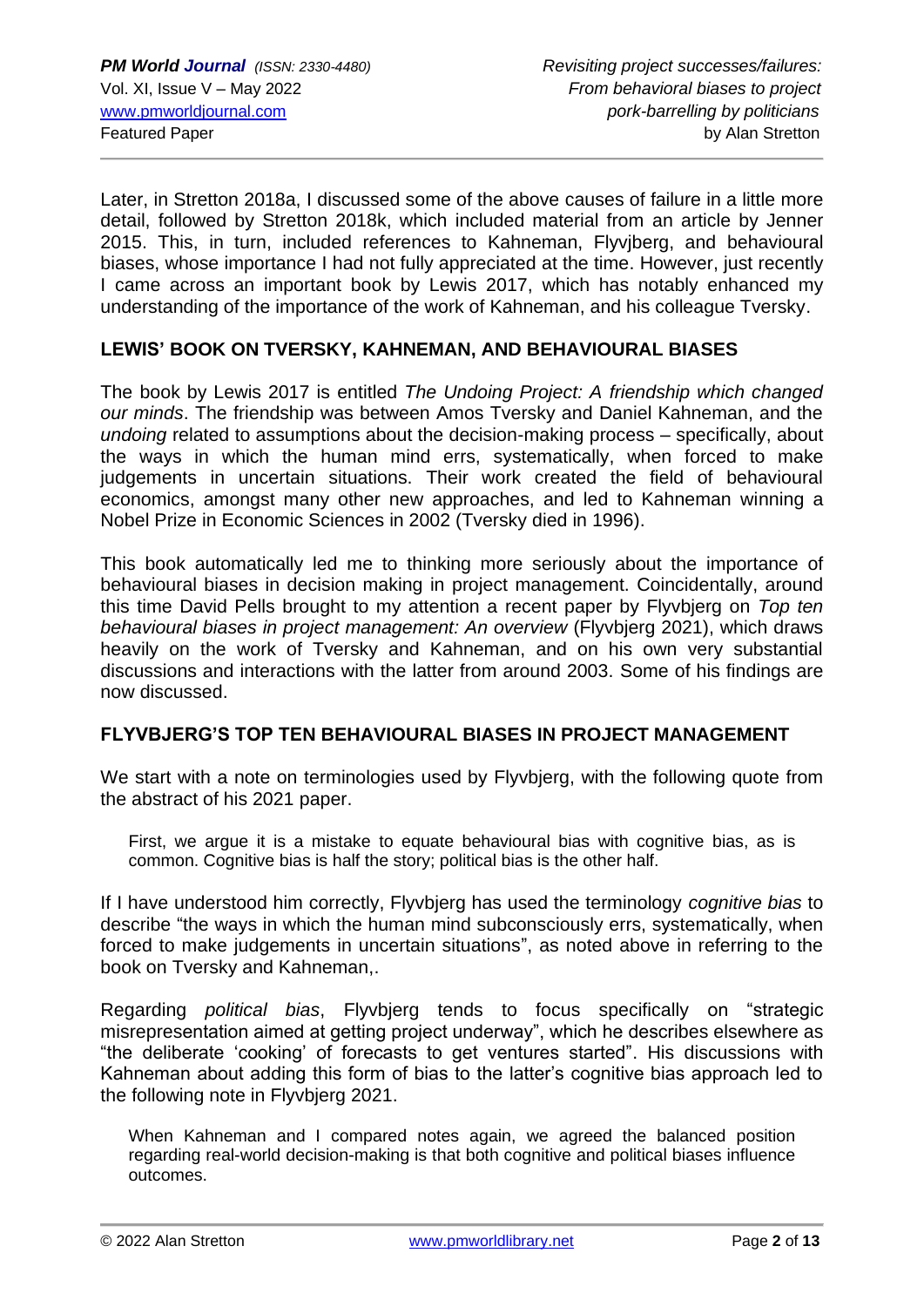Later, in Stretton 2018a, I discussed some of the above causes of failure in a little more detail, followed by Stretton 2018k, which included material from an article by Jenner 2015. This, in turn, included references to Kahneman, Flyvjberg, and behavioural biases, whose importance I had not fully appreciated at the time. However, just recently I came across an important book by Lewis 2017, which has notably enhanced my understanding of the importance of the work of Kahneman, and his colleague Tversky.

## LEWIS' BOOK ON TVERSKY, KAHNEMAN, AND BEHAVIOURAL BIASES

The book by Lewis 2017 is entitled *The Undoing Project: A friendship which changed our minds*. The friendship was between Amos Tversky and Daniel Kahneman, and the *undoing* related to assumptions about the decision-making process – specifically, about the ways in which the human mind errs, systematically, when forced to make judgements in uncertain situations. Their work created the field of behavioural economics, amongst many other new approaches, and led to Kahneman winning a Nobel Prize in Economic Sciences in 2002 (Tversky died in 1996).

This book automatically led me to thinking more seriously about the importance of behavioural biases in decision making in project management. Coincidentally, around this time David Pells brought to my attention a recent paper by Flyvbjerg on *Top ten behavioural biases in project management: An overview* (Flyvbjerg 2021), which draws heavily on the work of Tversky and Kahneman, and on his own very substantial discussions and interactions with the latter from around 2003. Some of his findings are now discussed.

## FLYVBJERG'S TOP TEN BEHAVIOURAL BIASES IN PROJECT MANAGEMENT

We start with a note on terminologies used by Flyvbjerg, with the following quote from the abstract of his 2021 paper.

> First, we argue it is a mistake to equate behavioural bias with cognitive bias, as is common. Cognitive bias is half the story; political bias is the other half.

If I have understood him correctly, Flyvbjerg has used the terminology *cognitive bias* to describe "the ways in which the human mind subconsciously errs, systematically, when forced to make judgements in uncertain situations", as noted above in referring to the book on Tversky and Kahneman,.

Regarding *political bias*, Flyvbjerg tends to focus specifically on "strategic misrepresentation aimed at getting project underway", which he describes elsewhere as "the deliberate 'cooking' of forecasts to get ventures started". His discussions with Kahneman about adding this form of bias to the latter's cognitive bias approach led to the following note in Flyvbjerg 2021.

> When Kahneman and I compared notes again, we agreed the balanced position regarding real-world decision-making is that both cognitive and political biases influence outcomes.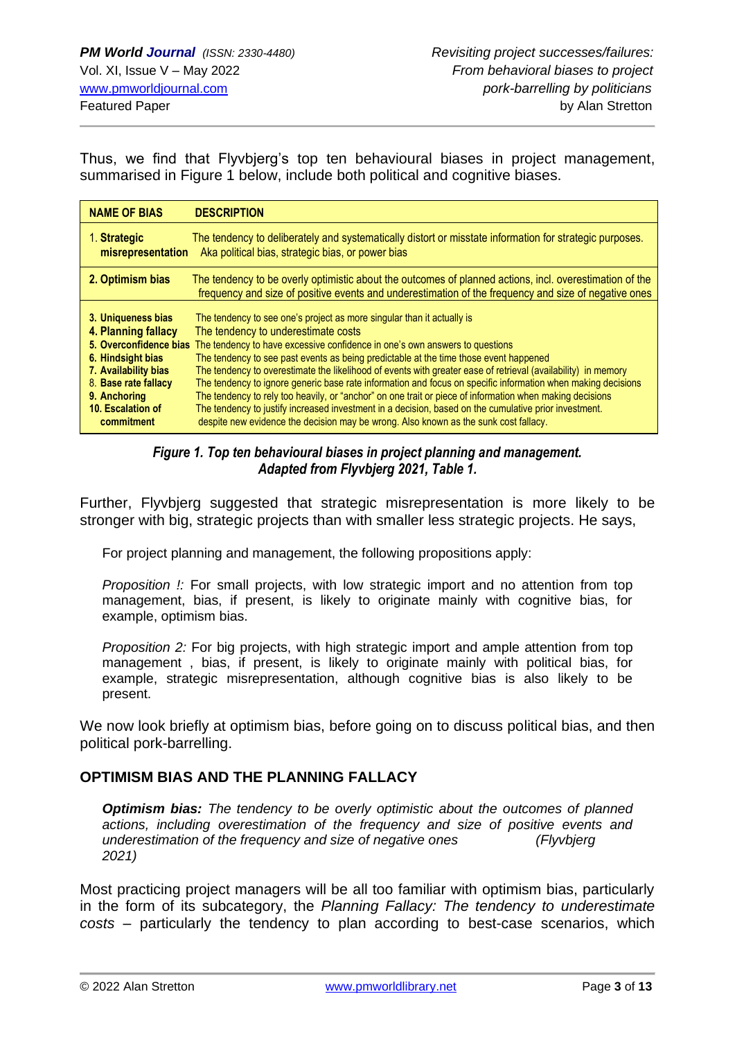Thus, we find that Flyvbjerg's top ten behavioural biases in project management, summarised in Figure 1 below, include both political and cognitive biases.

| NAME OF BIAS | DESCRIPTION |
|---|---|
| 1. **Strategic misrepresentation** | The tendency to deliberately and systematically distort or misstate information for strategic purposes. Aka political bias, strategic bias, or power bias |
| **2. Optimism bias** | The tendency to be overly optimistic about the outcomes of planned actions, incl. overestimation of the frequency and size of positive events and underestimation of the frequency and size of negative ones |
| **3. Uniqueness bias** | The tendency to see one's project as more singular than it actually is |
| **4. Planning fallacy** | The tendency to underestimate costs |
| **5. Overconfidence bias** | The tendency to have excessive confidence in one's own answers to questions |
| **6. Hindsight bias** | The tendency to see past events as being predictable at the time those event happened |
| **7. Availability bias** | The tendency to overestimate the likelihood of events with greater ease of retrieval (availability) in memory |
| 8. **Base rate fallacy** | The tendency to ignore generic base rate information and focus on specific information when making decisions |
| **9. Anchoring** | The tendency to rely too heavily, or "anchor" on one trait or piece of information when making decisions |
| **10. Escalation of commitment** | The tendency to justify increased investment in a decision, based on the cumulative prior investment. despite new evidence the decision may be wrong. Also known as the sunk cost fallacy. |

***Figure 1. Top ten behavioural biases in project planning and management. Adapted from Flyvbjerg 2021, Table 1.***

Further, Flyvbjerg suggested that strategic misrepresentation is more likely to be stronger with big, strategic projects than with smaller less strategic projects. He says,

> For project planning and management, the following propositions apply:
>
> *Proposition !:* For small projects, with low strategic import and no attention from top management, bias, if present, is likely to originate mainly with cognitive bias, for example, optimism bias.
>
> *Proposition 2:* For big projects, with high strategic import and ample attention from top management , bias, if present, is likely to originate mainly with political bias, for example, strategic misrepresentation, although cognitive bias is also likely to be present.

We now look briefly at optimism bias, before going on to discuss political bias, and then political pork-barrelling.

## OPTIMISM BIAS AND THE PLANNING FALLACY

> ***Optimism bias:*** *The tendency to be overly optimistic about the outcomes of planned actions, including overestimation of the frequency and size of positive events and underestimation of the frequency and size of negative ones (Flyvbjerg 2021)*

Most practicing project managers will be all too familiar with optimism bias, particularly in the form of its subcategory, the *Planning Fallacy: The tendency to underestimate costs* – particularly the tendency to plan according to best-case scenarios, which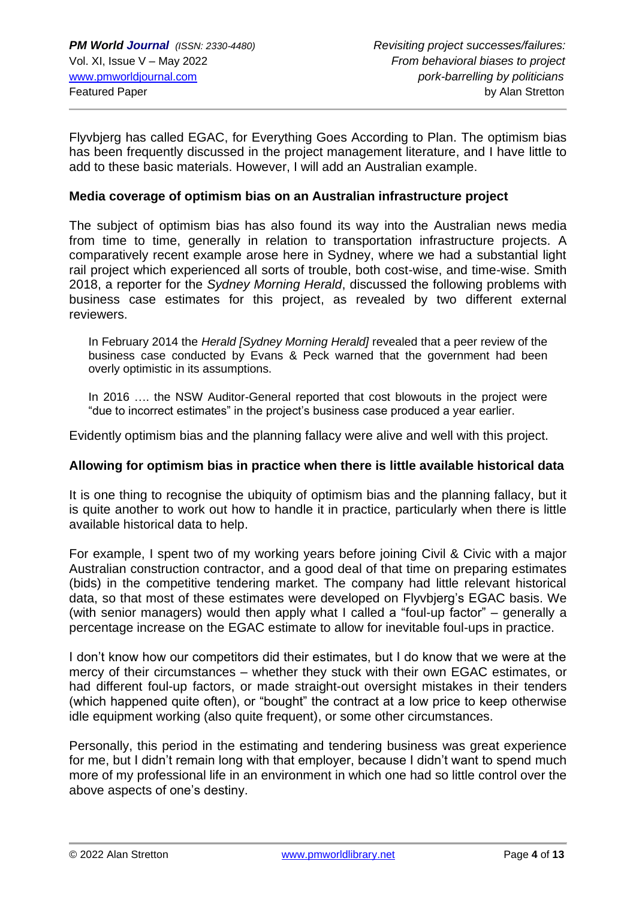Flyvbjerg has called EGAC, for Everything Goes According to Plan. The optimism bias has been frequently discussed in the project management literature, and I have little to add to these basic materials. However, I will add an Australian example.

### Media coverage of optimism bias on an Australian infrastructure project

The subject of optimism bias has also found its way into the Australian news media from time to time, generally in relation to transportation infrastructure projects. A comparatively recent example arose here in Sydney, where we had a substantial light rail project which experienced all sorts of trouble, both cost-wise, and time-wise. Smith 2018, a reporter for the *Sydney Morning Herald*, discussed the following problems with business case estimates for this project, as revealed by two different external reviewers.

> In February 2014 the *Herald [Sydney Morning Herald]* revealed that a peer review of the business case conducted by Evans & Peck warned that the government had been overly optimistic in its assumptions.
>
> In 2016 …. the NSW Auditor-General reported that cost blowouts in the project were "due to incorrect estimates" in the project's business case produced a year earlier.

Evidently optimism bias and the planning fallacy were alive and well with this project.

### Allowing for optimism bias in practice when there is little available historical data

It is one thing to recognise the ubiquity of optimism bias and the planning fallacy, but it is quite another to work out how to handle it in practice, particularly when there is little available historical data to help.

For example, I spent two of my working years before joining Civil & Civic with a major Australian construction contractor, and a good deal of that time on preparing estimates (bids) in the competitive tendering market. The company had little relevant historical data, so that most of these estimates were developed on Flyvbjerg's EGAC basis. We (with senior managers) would then apply what I called a "foul-up factor" – generally a percentage increase on the EGAC estimate to allow for inevitable foul-ups in practice.

I don't know how our competitors did their estimates, but I do know that we were at the mercy of their circumstances – whether they stuck with their own EGAC estimates, or had different foul-up factors, or made straight-out oversight mistakes in their tenders (which happened quite often), or "bought" the contract at a low price to keep otherwise idle equipment working (also quite frequent), or some other circumstances.

Personally, this period in the estimating and tendering business was great experience for me, but I didn't remain long with that employer, because I didn't want to spend much more of my professional life in an environment in which one had so little control over the above aspects of one's destiny.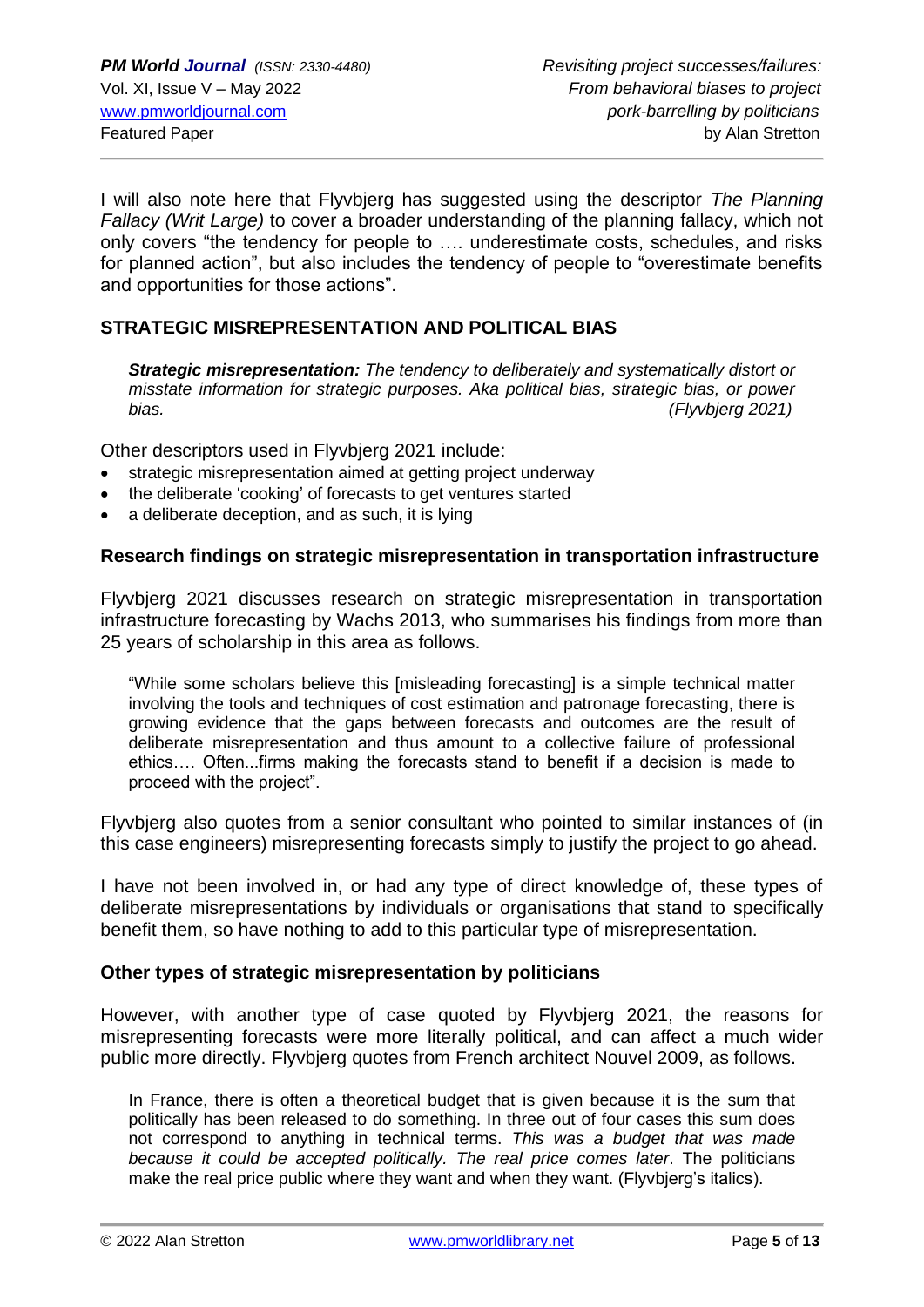I will also note here that Flyvbjerg has suggested using the descriptor *The Planning Fallacy (Writ Large)* to cover a broader understanding of the planning fallacy, which not only covers "the tendency for people to …. underestimate costs, schedules, and risks for planned action", but also includes the tendency of people to "overestimate benefits and opportunities for those actions".

## STRATEGIC MISREPRESENTATION AND POLITICAL BIAS

> ***Strategic misrepresentation:*** *The tendency to deliberately and systematically distort or misstate information for strategic purposes. Aka political bias, strategic bias, or power bias.* *(Flyvbjerg 2021)*

Other descriptors used in Flyvbjerg 2021 include:

- strategic misrepresentation aimed at getting project underway
- the deliberate 'cooking' of forecasts to get ventures started
- a deliberate deception, and as such, it is lying

### Research findings on strategic misrepresentation in transportation infrastructure

Flyvbjerg 2021 discusses research on strategic misrepresentation in transportation infrastructure forecasting by Wachs 2013, who summarises his findings from more than 25 years of scholarship in this area as follows.

> "While some scholars believe this [misleading forecasting] is a simple technical matter involving the tools and techniques of cost estimation and patronage forecasting, there is growing evidence that the gaps between forecasts and outcomes are the result of deliberate misrepresentation and thus amount to a collective failure of professional ethics…. Often...firms making the forecasts stand to benefit if a decision is made to proceed with the project".

Flyvbjerg also quotes from a senior consultant who pointed to similar instances of (in this case engineers) misrepresenting forecasts simply to justify the project to go ahead.

I have not been involved in, or had any type of direct knowledge of, these types of deliberate misrepresentations by individuals or organisations that stand to specifically benefit them, so have nothing to add to this particular type of misrepresentation.

### Other types of strategic misrepresentation by politicians

However, with another type of case quoted by Flyvbjerg 2021, the reasons for misrepresenting forecasts were more literally political, and can affect a much wider public more directly. Flyvbjerg quotes from French architect Nouvel 2009, as follows.

> In France, there is often a theoretical budget that is given because it is the sum that politically has been released to do something. In three out of four cases this sum does not correspond to anything in technical terms. *This was a budget that was made because it could be accepted politically. The real price comes later*. The politicians make the real price public where they want and when they want. (Flyvbjerg's italics).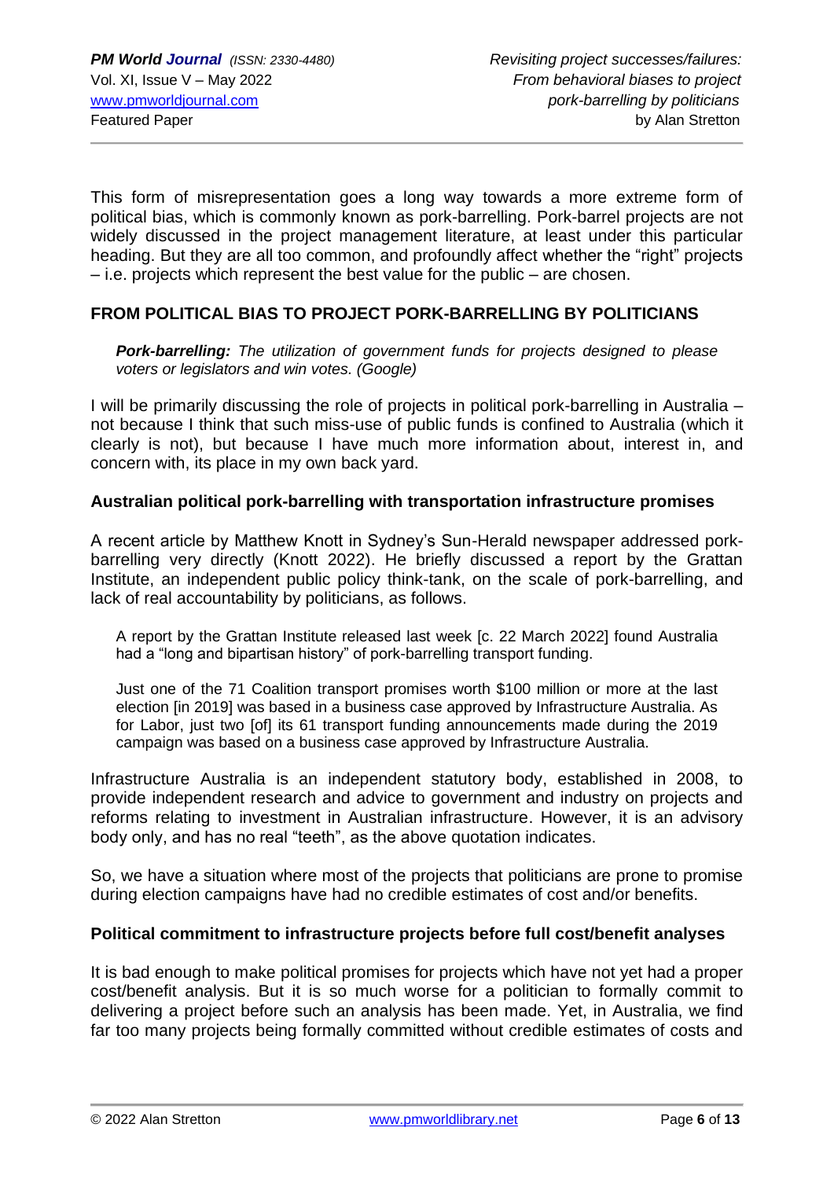This form of misrepresentation goes a long way towards a more extreme form of political bias, which is commonly known as pork-barrelling. Pork-barrel projects are not widely discussed in the project management literature, at least under this particular heading. But they are all too common, and profoundly affect whether the "right" projects – i.e. projects which represent the best value for the public – are chosen.

## FROM POLITICAL BIAS TO PROJECT PORK-BARRELLING BY POLITICIANS

> ***Pork-barrelling:*** *The utilization of government funds for projects designed to please voters or legislators and win votes. (Google)*

I will be primarily discussing the role of projects in political pork-barrelling in Australia – not because I think that such miss-use of public funds is confined to Australia (which it clearly is not), but because I have much more information about, interest in, and concern with, its place in my own back yard.

### Australian political pork-barrelling with transportation infrastructure promises

A recent article by Matthew Knott in Sydney's Sun-Herald newspaper addressed pork-barrelling very directly (Knott 2022). He briefly discussed a report by the Grattan Institute, an independent public policy think-tank, on the scale of pork-barrelling, and lack of real accountability by politicians, as follows.

> A report by the Grattan Institute released last week [c. 22 March 2022] found Australia had a "long and bipartisan history" of pork-barrelling transport funding.
>
> Just one of the 71 Coalition transport promises worth $100 million or more at the last election [in 2019] was based in a business case approved by Infrastructure Australia. As for Labor, just two [of] its 61 transport funding announcements made during the 2019 campaign was based on a business case approved by Infrastructure Australia.

Infrastructure Australia is an independent statutory body, established in 2008, to provide independent research and advice to government and industry on projects and reforms relating to investment in Australian infrastructure. However, it is an advisory body only, and has no real "teeth", as the above quotation indicates.

So, we have a situation where most of the projects that politicians are prone to promise during election campaigns have had no credible estimates of cost and/or benefits.

### Political commitment to infrastructure projects before full cost/benefit analyses

It is bad enough to make political promises for projects which have not yet had a proper cost/benefit analysis. But it is so much worse for a politician to formally commit to delivering a project before such an analysis has been made. Yet, in Australia, we find far too many projects being formally committed without credible estimates of costs and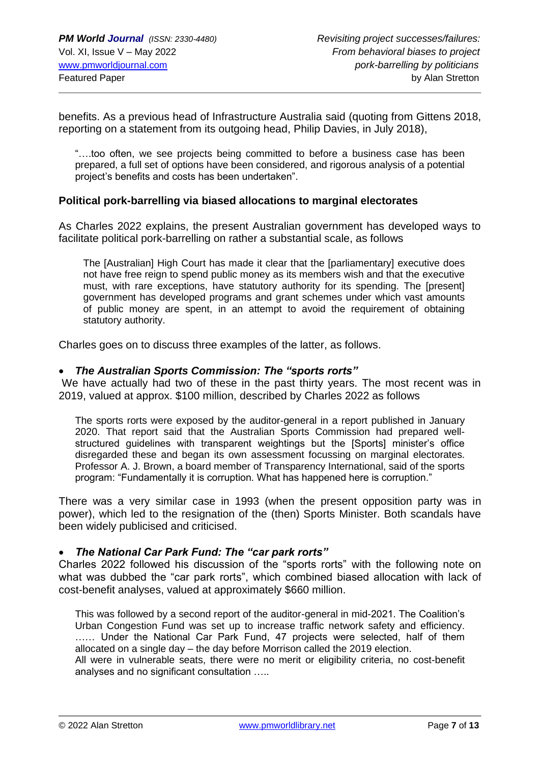benefits. As a previous head of Infrastructure Australia said (quoting from Gittens 2018, reporting on a statement from its outgoing head, Philip Davies, in July 2018),

> "….too often, we see projects being committed to before a business case has been prepared, a full set of options have been considered, and rigorous analysis of a potential project's benefits and costs has been undertaken".

### Political pork-barrelling via biased allocations to marginal electorates

As Charles 2022 explains, the present Australian government has developed ways to facilitate political pork-barrelling on rather a substantial scale, as follows

> The [Australian] High Court has made it clear that the [parliamentary] executive does not have free reign to spend public money as its members wish and that the executive must, with rare exceptions, have statutory authority for its spending. The [present] government has developed programs and grant schemes under which vast amounts of public money are spent, in an attempt to avoid the requirement of obtaining statutory authority.

Charles goes on to discuss three examples of the latter, as follows.

- ***The Australian Sports Commission: The "sports rorts"***

We have actually had two of these in the past thirty years. The most recent was in 2019, valued at approx. $100 million, described by Charles 2022 as follows

> The sports rorts were exposed by the auditor-general in a report published in January 2020. That report said that the Australian Sports Commission had prepared well-structured guidelines with transparent weightings but the [Sports] minister's office disregarded these and began its own assessment focussing on marginal electorates. Professor A. J. Brown, a board member of Transparency International, said of the sports program: "Fundamentally it is corruption. What has happened here is corruption."

There was a very similar case in 1993 (when the present opposition party was in power), which led to the resignation of the (then) Sports Minister. Both scandals have been widely publicised and criticised.

- ***The National Car Park Fund: The "car park rorts"***

Charles 2022 followed his discussion of the "sports rorts" with the following note on what was dubbed the "car park rorts", which combined biased allocation with lack of cost-benefit analyses, valued at approximately $660 million.

> This was followed by a second report of the auditor-general in mid-2021. The Coalition's Urban Congestion Fund was set up to increase traffic network safety and efficiency. …… Under the National Car Park Fund, 47 projects were selected, half of them allocated on a single day – the day before Morrison called the 2019 election.
> All were in vulnerable seats, there were no merit or eligibility criteria, no cost-benefit analyses and no significant consultation …..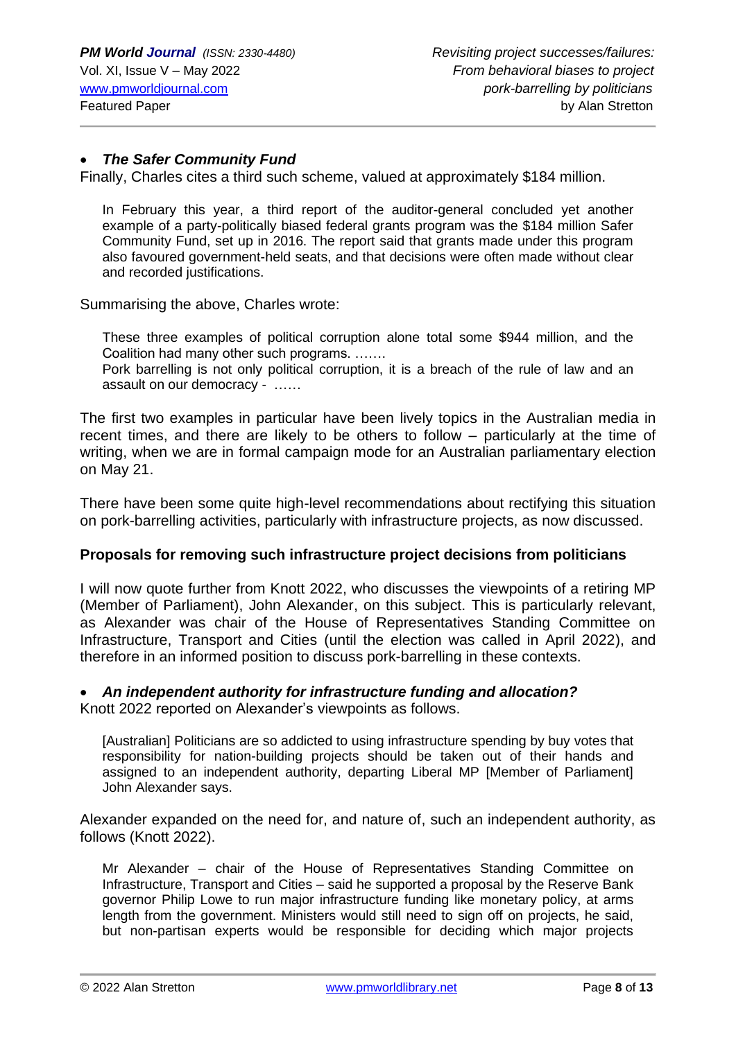- ***The Safer Community Fund***

Finally, Charles cites a third such scheme, valued at approximately $184 million.

> In February this year, a third report of the auditor-general concluded yet another example of a party-politically biased federal grants program was the $184 million Safer Community Fund, set up in 2016. The report said that grants made under this program also favoured government-held seats, and that decisions were often made without clear and recorded justifications.

Summarising the above, Charles wrote:

> These three examples of political corruption alone total some $944 million, and the Coalition had many other such programs. …….
> Pork barrelling is not only political corruption, it is a breach of the rule of law and an assault on our democracy - ……

The first two examples in particular have been lively topics in the Australian media in recent times, and there are likely to be others to follow – particularly at the time of writing, when we are in formal campaign mode for an Australian parliamentary election on May 21.

There have been some quite high-level recommendations about rectifying this situation on pork-barrelling activities, particularly with infrastructure projects, as now discussed.

### Proposals for removing such infrastructure project decisions from politicians

I will now quote further from Knott 2022, who discusses the viewpoints of a retiring MP (Member of Parliament), John Alexander, on this subject. This is particularly relevant, as Alexander was chair of the House of Representatives Standing Committee on Infrastructure, Transport and Cities (until the election was called in April 2022), and therefore in an informed position to discuss pork-barrelling in these contexts.

- ***An independent authority for infrastructure funding and allocation?***

Knott 2022 reported on Alexander's viewpoints as follows.

> [Australian] Politicians are so addicted to using infrastructure spending by buy votes that responsibility for nation-building projects should be taken out of their hands and assigned to an independent authority, departing Liberal MP [Member of Parliament] John Alexander says.

Alexander expanded on the need for, and nature of, such an independent authority, as follows (Knott 2022).

> Mr Alexander – chair of the House of Representatives Standing Committee on Infrastructure, Transport and Cities – said he supported a proposal by the Reserve Bank governor Philip Lowe to run major infrastructure funding like monetary policy, at arms length from the government. Ministers would still need to sign off on projects, he said, but non-partisan experts would be responsible for deciding which major projects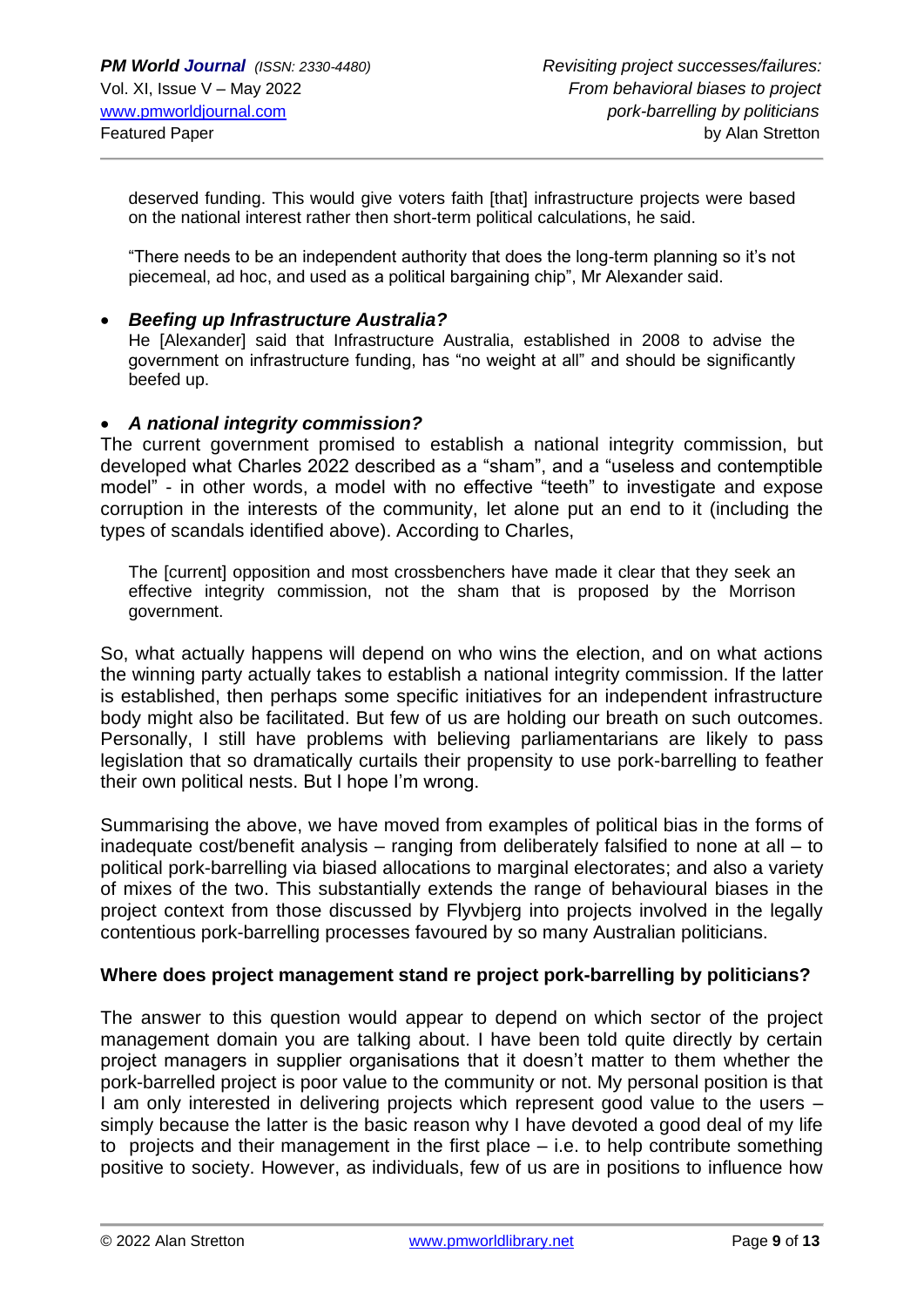> deserved funding. This would give voters faith [that] infrastructure projects were based on the national interest rather then short-term political calculations, he said.
>
> "There needs to be an independent authority that does the long-term planning so it's not piecemeal, ad hoc, and used as a political bargaining chip", Mr Alexander said.

- ***Beefing up Infrastructure Australia?***
  He [Alexander] said that Infrastructure Australia, established in 2008 to advise the government on infrastructure funding, has "no weight at all" and should be significantly beefed up.

- ***A national integrity commission?***
  The current government promised to establish a national integrity commission, but developed what Charles 2022 described as a "sham", and a "useless and contemptible model" - in other words, a model with no effective "teeth" to investigate and expose corruption in the interests of the community, let alone put an end to it (including the types of scandals identified above). According to Charles,

> The [current] opposition and most crossbenchers have made it clear that they seek an effective integrity commission, not the sham that is proposed by the Morrison government.

So, what actually happens will depend on who wins the election, and on what actions the winning party actually takes to establish a national integrity commission. If the latter is established, then perhaps some specific initiatives for an independent infrastructure body might also be facilitated. But few of us are holding our breath on such outcomes. Personally, I still have problems with believing parliamentarians are likely to pass legislation that so dramatically curtails their propensity to use pork-barrelling to feather their own political nests. But I hope I'm wrong.

Summarising the above, we have moved from examples of political bias in the forms of inadequate cost/benefit analysis – ranging from deliberately falsified to none at all – to political pork-barrelling via biased allocations to marginal electorates; and also a variety of mixes of the two. This substantially extends the range of behavioural biases in the project context from those discussed by Flyvbjerg into projects involved in the legally contentious pork-barrelling processes favoured by so many Australian politicians.

**Where does project management stand re project pork-barrelling by politicians?**

The answer to this question would appear to depend on which sector of the project management domain you are talking about. I have been told quite directly by certain project managers in supplier organisations that it doesn't matter to them whether the pork-barrelled project is poor value to the community or not. My personal position is that I am only interested in delivering projects which represent good value to the users – simply because the latter is the basic reason why I have devoted a good deal of my life to projects and their management in the first place – i.e. to help contribute something positive to society. However, as individuals, few of us are in positions to influence how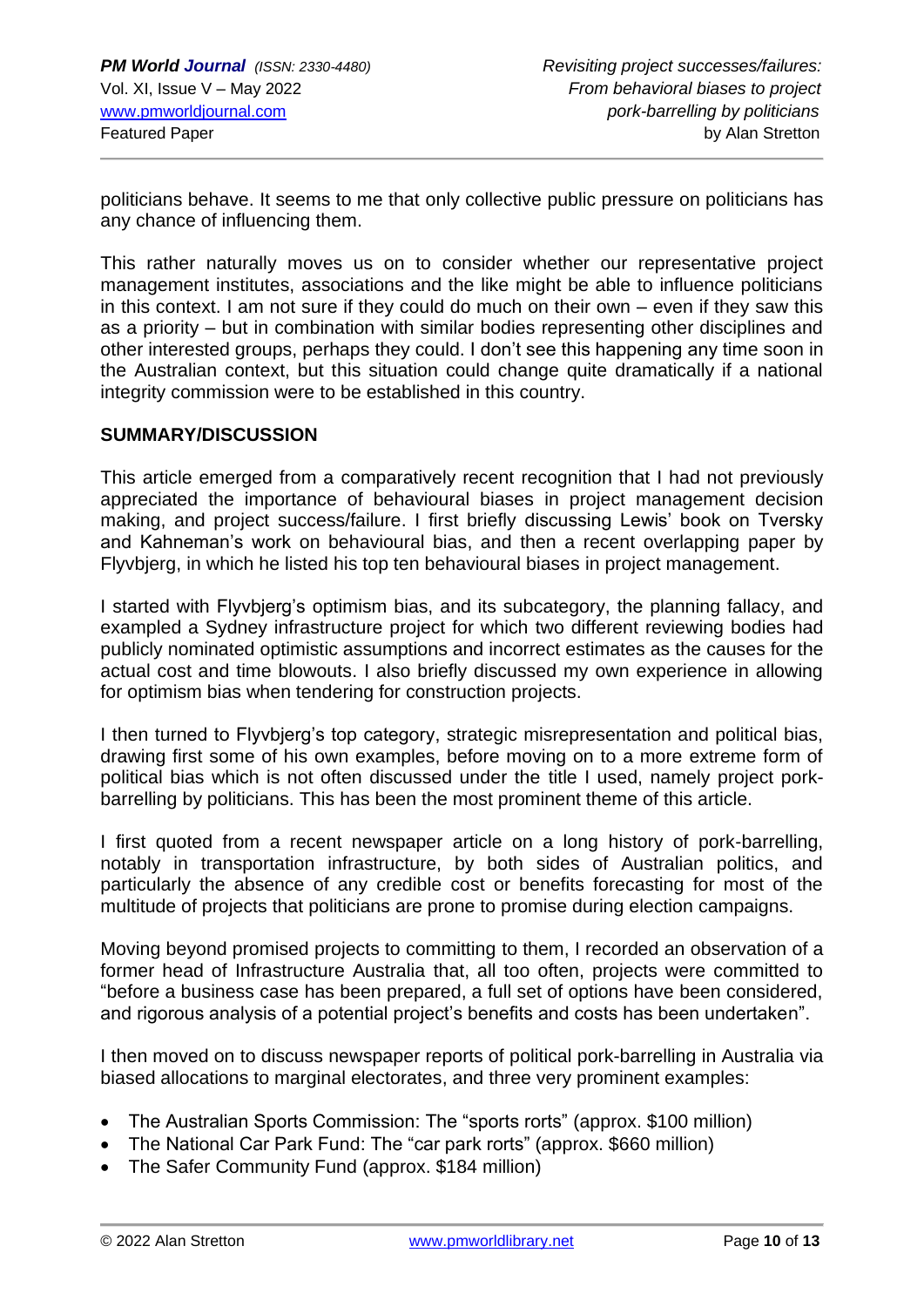politicians behave. It seems to me that only collective public pressure on politicians has any chance of influencing them.

This rather naturally moves us on to consider whether our representative project management institutes, associations and the like might be able to influence politicians in this context. I am not sure if they could do much on their own – even if they saw this as a priority – but in combination with similar bodies representing other disciplines and other interested groups, perhaps they could. I don't see this happening any time soon in the Australian context, but this situation could change quite dramatically if a national integrity commission were to be established in this country.

## SUMMARY/DISCUSSION

This article emerged from a comparatively recent recognition that I had not previously appreciated the importance of behavioural biases in project management decision making, and project success/failure. I first briefly discussing Lewis' book on Tversky and Kahneman's work on behavioural bias, and then a recent overlapping paper by Flyvbjerg, in which he listed his top ten behavioural biases in project management.

I started with Flyvbjerg's optimism bias, and its subcategory, the planning fallacy, and exampled a Sydney infrastructure project for which two different reviewing bodies had publicly nominated optimistic assumptions and incorrect estimates as the causes for the actual cost and time blowouts. I also briefly discussed my own experience in allowing for optimism bias when tendering for construction projects.

I then turned to Flyvbjerg's top category, strategic misrepresentation and political bias, drawing first some of his own examples, before moving on to a more extreme form of political bias which is not often discussed under the title I used, namely project pork-barrelling by politicians. This has been the most prominent theme of this article.

I first quoted from a recent newspaper article on a long history of pork-barrelling, notably in transportation infrastructure, by both sides of Australian politics, and particularly the absence of any credible cost or benefits forecasting for most of the multitude of projects that politicians are prone to promise during election campaigns.

Moving beyond promised projects to committing to them, I recorded an observation of a former head of Infrastructure Australia that, all too often, projects were committed to "before a business case has been prepared, a full set of options have been considered, and rigorous analysis of a potential project's benefits and costs has been undertaken".

I then moved on to discuss newspaper reports of political pork-barrelling in Australia via biased allocations to marginal electorates, and three very prominent examples:

- The Australian Sports Commission: The "sports rorts" (approx. $100 million)
- The National Car Park Fund: The "car park rorts" (approx. $660 million)
- The Safer Community Fund (approx. $184 million)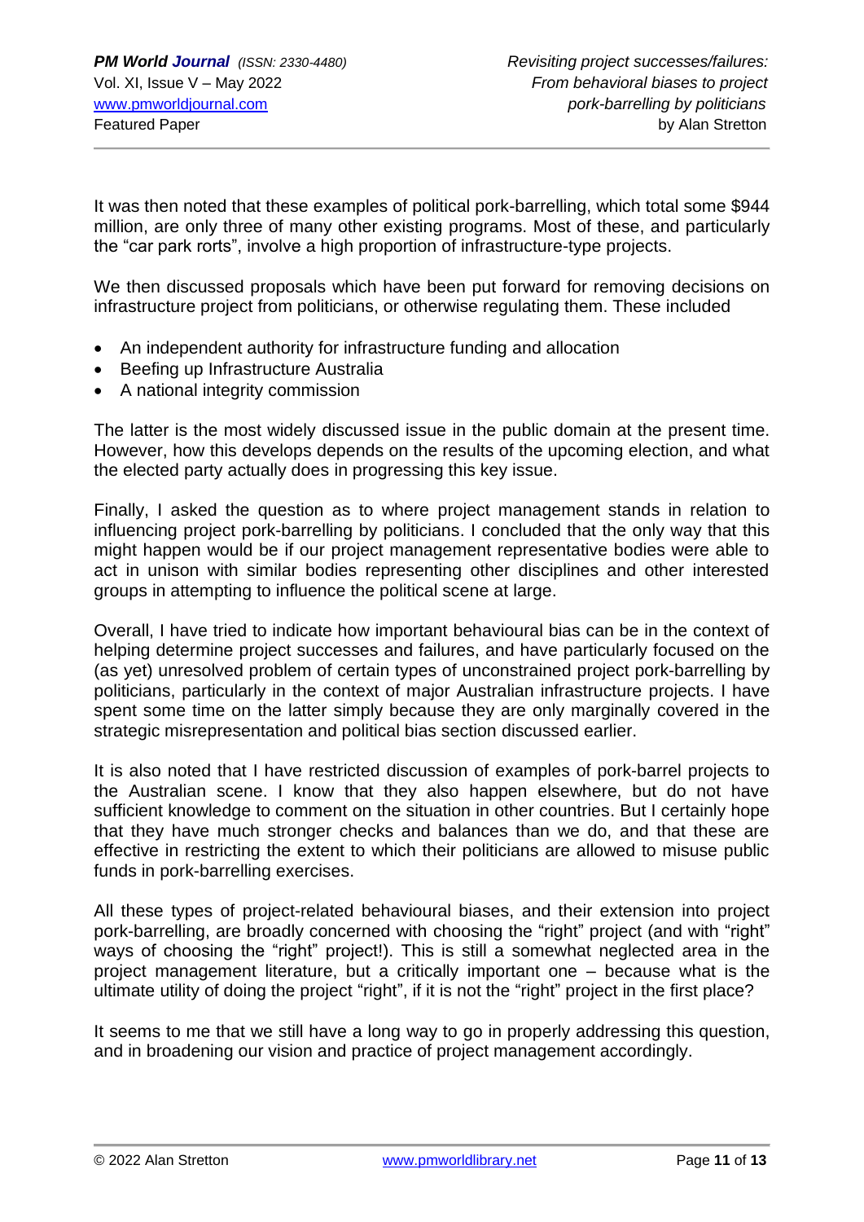It was then noted that these examples of political pork-barrelling, which total some $944 million, are only three of many other existing programs. Most of these, and particularly the "car park rorts", involve a high proportion of infrastructure-type projects.

We then discussed proposals which have been put forward for removing decisions on infrastructure project from politicians, or otherwise regulating them. These included

- An independent authority for infrastructure funding and allocation
- Beefing up Infrastructure Australia
- A national integrity commission

The latter is the most widely discussed issue in the public domain at the present time. However, how this develops depends on the results of the upcoming election, and what the elected party actually does in progressing this key issue.

Finally, I asked the question as to where project management stands in relation to influencing project pork-barrelling by politicians. I concluded that the only way that this might happen would be if our project management representative bodies were able to act in unison with similar bodies representing other disciplines and other interested groups in attempting to influence the political scene at large.

Overall, I have tried to indicate how important behavioural bias can be in the context of helping determine project successes and failures, and have particularly focused on the (as yet) unresolved problem of certain types of unconstrained project pork-barrelling by politicians, particularly in the context of major Australian infrastructure projects. I have spent some time on the latter simply because they are only marginally covered in the strategic misrepresentation and political bias section discussed earlier.

It is also noted that I have restricted discussion of examples of pork-barrel projects to the Australian scene. I know that they also happen elsewhere, but do not have sufficient knowledge to comment on the situation in other countries. But I certainly hope that they have much stronger checks and balances than we do, and that these are effective in restricting the extent to which their politicians are allowed to misuse public funds in pork-barrelling exercises.

All these types of project-related behavioural biases, and their extension into project pork-barrelling, are broadly concerned with choosing the "right" project (and with "right" ways of choosing the "right" project!). This is still a somewhat neglected area in the project management literature, but a critically important one – because what is the ultimate utility of doing the project "right", if it is not the "right" project in the first place?

It seems to me that we still have a long way to go in properly addressing this question, and in broadening our vision and practice of project management accordingly.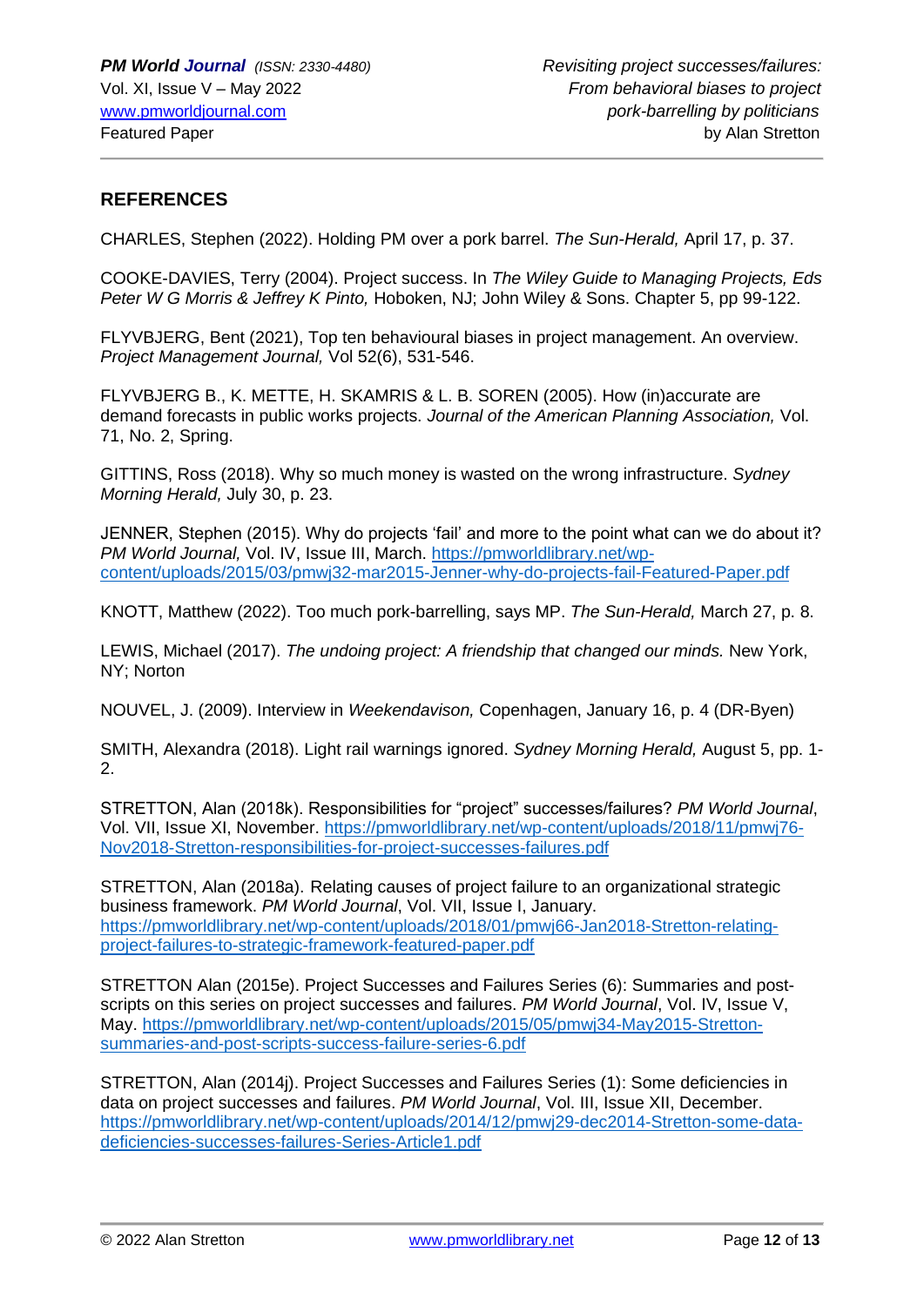## REFERENCES

CHARLES, Stephen (2022). Holding PM over a pork barrel. *The Sun-Herald,* April 17, p. 37.

COOKE-DAVIES, Terry (2004). Project success. In *The Wiley Guide to Managing Projects, Eds Peter W G Morris & Jeffrey K Pinto,* Hoboken, NJ; John Wiley & Sons. Chapter 5, pp 99-122.

FLYVBJERG, Bent (2021), Top ten behavioural biases in project management. An overview. *Project Management Journal,* Vol 52(6), 531-546.

FLYVBJERG B., K. METTE, H. SKAMRIS & L. B. SOREN (2005). How (in)accurate are demand forecasts in public works projects. *Journal of the American Planning Association,* Vol. 71, No. 2, Spring.

GITTINS, Ross (2018). Why so much money is wasted on the wrong infrastructure. *Sydney Morning Herald,* July 30, p. 23.

JENNER, Stephen (2015). Why do projects 'fail' and more to the point what can we do about it? *PM World Journal,* Vol. IV, Issue III, March. https://pmworldlibrary.net/wp-content/uploads/2015/03/pmwj32-mar2015-Jenner-why-do-projects-fail-Featured-Paper.pdf

KNOTT, Matthew (2022). Too much pork-barrelling, says MP. *The Sun-Herald,* March 27, p. 8.

LEWIS, Michael (2017). *The undoing project: A friendship that changed our minds.* New York, NY; Norton

NOUVEL, J. (2009). Interview in *Weekendavison,* Copenhagen, January 16, p. 4 (DR-Byen)

SMITH, Alexandra (2018). Light rail warnings ignored. *Sydney Morning Herald,* August 5, pp. 1-2.

STRETTON, Alan (2018k). Responsibilities for "project" successes/failures? *PM World Journal*, Vol. VII, Issue XI, November. https://pmworldlibrary.net/wp-content/uploads/2018/11/pmwj76-Nov2018-Stretton-responsibilities-for-project-successes-failures.pdf

STRETTON, Alan (2018a). Relating causes of project failure to an organizational strategic business framework. *PM World Journal*, Vol. VII, Issue I, January. https://pmworldlibrary.net/wp-content/uploads/2018/01/pmwj66-Jan2018-Stretton-relating-project-failures-to-strategic-framework-featured-paper.pdf

STRETTON Alan (2015e). Project Successes and Failures Series (6): Summaries and post-scripts on this series on project successes and failures. *PM World Journal*, Vol. IV, Issue V, May. https://pmworldlibrary.net/wp-content/uploads/2015/05/pmwj34-May2015-Stretton-summaries-and-post-scripts-success-failure-series-6.pdf

STRETTON, Alan (2014j). Project Successes and Failures Series (1): Some deficiencies in data on project successes and failures. *PM World Journal*, Vol. III, Issue XII, December. https://pmworldlibrary.net/wp-content/uploads/2014/12/pmwj29-dec2014-Stretton-some-data-deficiencies-successes-failures-Series-Article1.pdf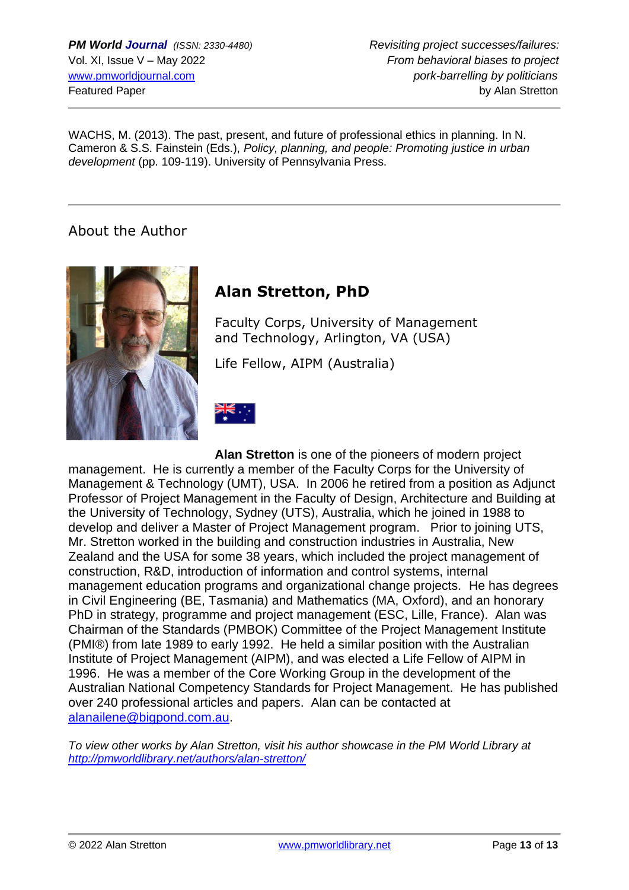WACHS, M. (2013). The past, present, and future of professional ethics in planning. In N. Cameron & S.S. Fainstein (Eds.), *Policy, planning, and people: Promoting justice in urban development* (pp. 109-119). University of Pennsylvania Press.

## About the Author

### Alan Stretton, PhD

Faculty Corps, University of Management and Technology, Arlington, VA (USA)

Life Fellow, AIPM (Australia)

**Alan Stretton** is one of the pioneers of modern project management. He is currently a member of the Faculty Corps for the University of Management & Technology (UMT), USA. In 2006 he retired from a position as Adjunct Professor of Project Management in the Faculty of Design, Architecture and Building at the University of Technology, Sydney (UTS), Australia, which he joined in 1988 to develop and deliver a Master of Project Management program. Prior to joining UTS, Mr. Stretton worked in the building and construction industries in Australia, New Zealand and the USA for some 38 years, which included the project management of construction, R&D, introduction of information and control systems, internal management education programs and organizational change projects. He has degrees in Civil Engineering (BE, Tasmania) and Mathematics (MA, Oxford), and an honorary PhD in strategy, programme and project management (ESC, Lille, France). Alan was Chairman of the Standards (PMBOK) Committee of the Project Management Institute (PMI®) from late 1989 to early 1992. He held a similar position with the Australian Institute of Project Management (AIPM), and was elected a Life Fellow of AIPM in 1996. He was a member of the Core Working Group in the development of the Australian National Competency Standards for Project Management. He has published over 240 professional articles and papers. Alan can be contacted at alanailene@bigpond.com.au.

*To view other works by Alan Stretton, visit his author showcase in the PM World Library at http://pmworldlibrary.net/authors/alan-stretton/*